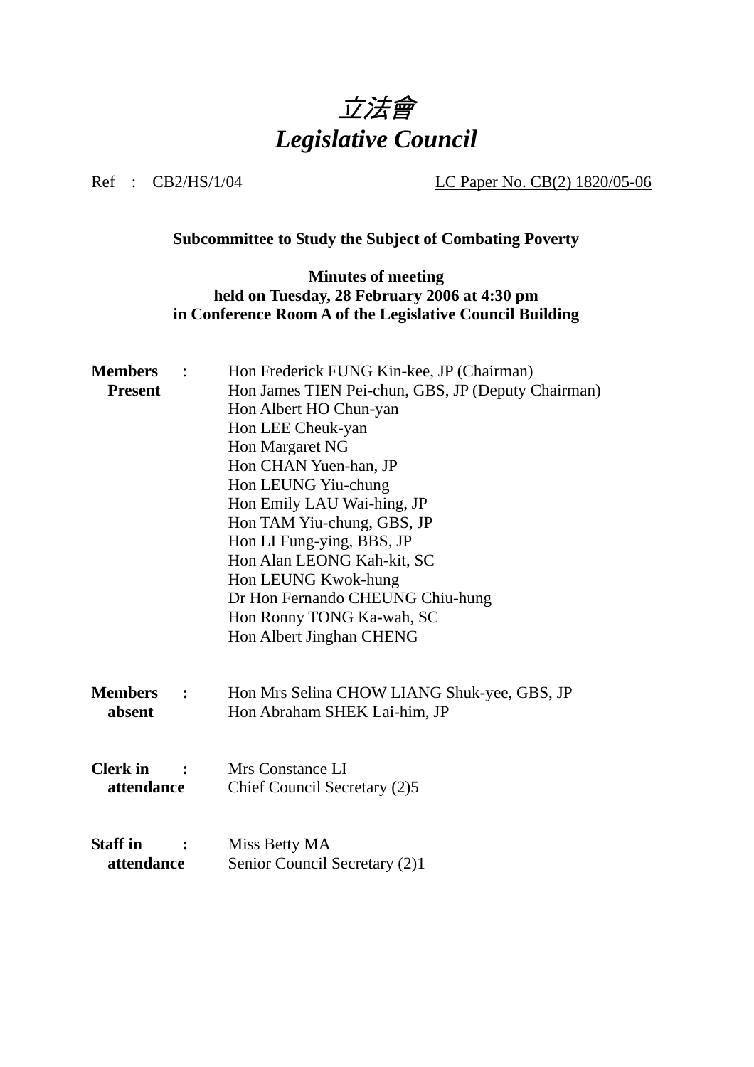# *立法會*
# *Legislative Council*

Ref : CB2/HS/1/04 LC Paper No. CB(2) 1820/05-06

**Subcommittee to Study the Subject of Combating Poverty**

**Minutes of meeting**
**held on Tuesday, 28 February 2006 at 4:30 pm**
**in Conference Room A of the Legislative Council Building**

**Members Present** :

Hon Frederick FUNG Kin-kee, JP (Chairman)
Hon James TIEN Pei-chun, GBS, JP (Deputy Chairman)
Hon Albert HO Chun-yan
Hon LEE Cheuk-yan
Hon Margaret NG
Hon CHAN Yuen-han, JP
Hon LEUNG Yiu-chung
Hon Emily LAU Wai-hing, JP
Hon TAM Yiu-chung, GBS, JP
Hon LI Fung-ying, BBS, JP
Hon Alan LEONG Kah-kit, SC
Hon LEUNG Kwok-hung
Dr Hon Fernando CHEUNG Chiu-hung
Hon Ronny TONG Ka-wah, SC
Hon Albert Jinghan CHENG

**Members absent** :

Hon Mrs Selina CHOW LIANG Shuk-yee, GBS, JP
Hon Abraham SHEK Lai-him, JP

**Clerk in attendance** :

Mrs Constance LI
Chief Council Secretary (2)5

**Staff in attendance** :

Miss Betty MA
Senior Council Secretary (2)1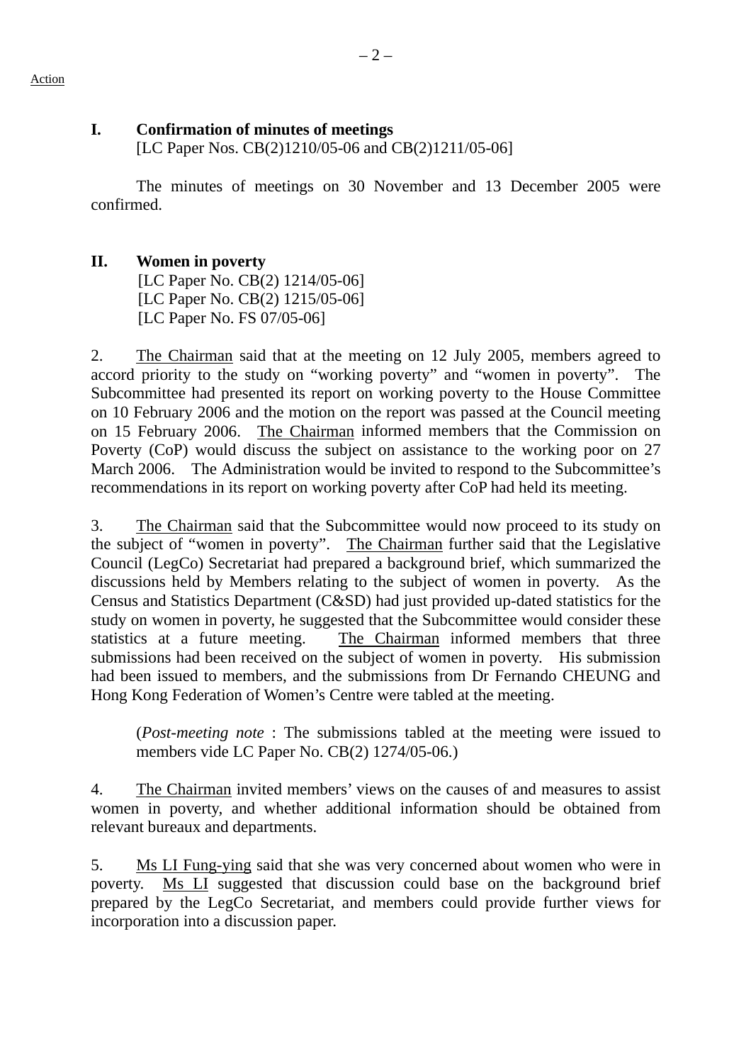Action

## I. Confirmation of minutes of meetings

[LC Paper Nos. CB(2)1210/05-06 and CB(2)1211/05-06]

The minutes of meetings on 30 November and 13 December 2005 were confirmed.

## II. Women in poverty

[LC Paper No. CB(2) 1214/05-06]
[LC Paper No. CB(2) 1215/05-06]
[LC Paper No. FS 07/05-06]

2. The Chairman said that at the meeting on 12 July 2005, members agreed to accord priority to the study on "working poverty" and "women in poverty". The Subcommittee had presented its report on working poverty to the House Committee on 10 February 2006 and the motion on the report was passed at the Council meeting on 15 February 2006. The Chairman informed members that the Commission on Poverty (CoP) would discuss the subject on assistance to the working poor on 27 March 2006. The Administration would be invited to respond to the Subcommittee's recommendations in its report on working poverty after CoP had held its meeting.

3. The Chairman said that the Subcommittee would now proceed to its study on the subject of "women in poverty". The Chairman further said that the Legislative Council (LegCo) Secretariat had prepared a background brief, which summarized the discussions held by Members relating to the subject of women in poverty. As the Census and Statistics Department (C&SD) had just provided up-dated statistics for the study on women in poverty, he suggested that the Subcommittee would consider these statistics at a future meeting. The Chairman informed members that three submissions had been received on the subject of women in poverty. His submission had been issued to members, and the submissions from Dr Fernando CHEUNG and Hong Kong Federation of Women's Centre were tabled at the meeting.

(*Post-meeting note* : The submissions tabled at the meeting were issued to members vide LC Paper No. CB(2) 1274/05-06.)

4. The Chairman invited members' views on the causes of and measures to assist women in poverty, and whether additional information should be obtained from relevant bureaux and departments.

5. Ms LI Fung-ying said that she was very concerned about women who were in poverty. Ms LI suggested that discussion could base on the background brief prepared by the LegCo Secretariat, and members could provide further views for incorporation into a discussion paper.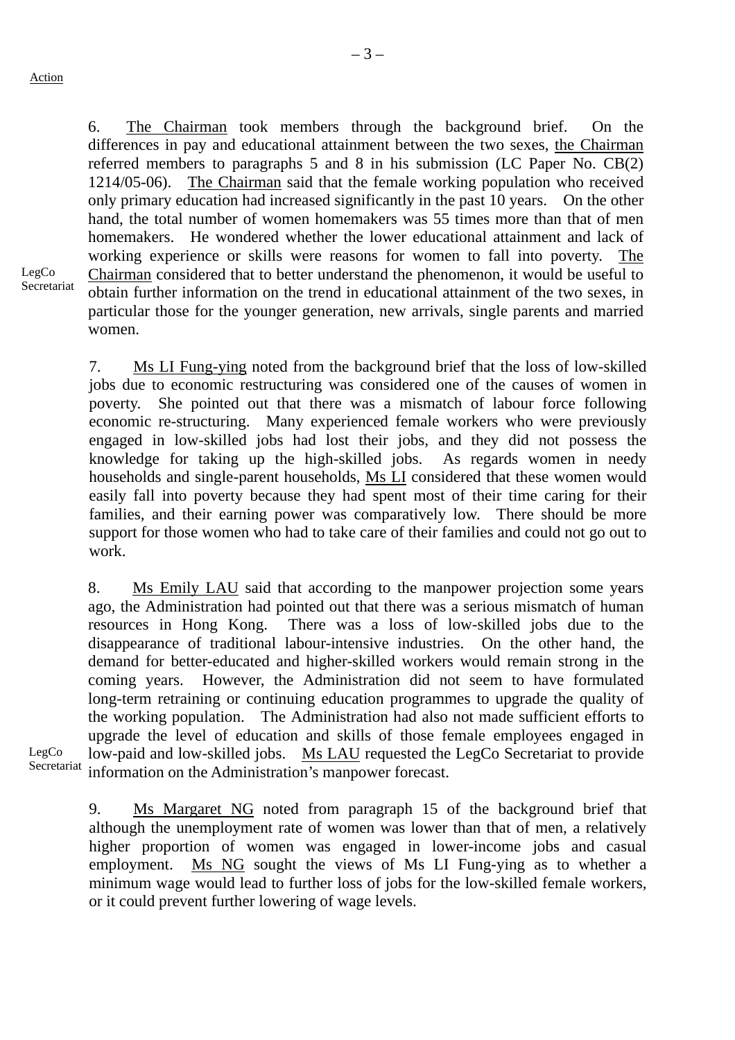Action

6. The Chairman took members through the background brief. On the differences in pay and educational attainment between the two sexes, the Chairman referred members to paragraphs 5 and 8 in his submission (LC Paper No. CB(2) 1214/05-06). The Chairman said that the female working population who received only primary education had increased significantly in the past 10 years. On the other hand, the total number of women homemakers was 55 times more than that of men homemakers. He wondered whether the lower educational attainment and lack of working experience or skills were reasons for women to fall into poverty. The Chairman considered that to better understand the phenomenon, it would be useful to obtain further information on the trend in educational attainment of the two sexes, in particular those for the younger generation, new arrivals, single parents and married women.

LegCo Secretariat

7. Ms LI Fung-ying noted from the background brief that the loss of low-skilled jobs due to economic restructuring was considered one of the causes of women in poverty. She pointed out that there was a mismatch of labour force following economic re-structuring. Many experienced female workers who were previously engaged in low-skilled jobs had lost their jobs, and they did not possess the knowledge for taking up the high-skilled jobs. As regards women in needy households and single-parent households, Ms LI considered that these women would easily fall into poverty because they had spent most of their time caring for their families, and their earning power was comparatively low. There should be more support for those women who had to take care of their families and could not go out to work.

8. Ms Emily LAU said that according to the manpower projection some years ago, the Administration had pointed out that there was a serious mismatch of human resources in Hong Kong. There was a loss of low-skilled jobs due to the disappearance of traditional labour-intensive industries. On the other hand, the demand for better-educated and higher-skilled workers would remain strong in the coming years. However, the Administration did not seem to have formulated long-term retraining or continuing education programmes to upgrade the quality of the working population. The Administration had also not made sufficient efforts to upgrade the level of education and skills of those female employees engaged in low-paid and low-skilled jobs. Ms LAU requested the LegCo Secretariat to provide information on the Administration's manpower forecast.

LegCo Secretariat

9. Ms Margaret NG noted from paragraph 15 of the background brief that although the unemployment rate of women was lower than that of men, a relatively higher proportion of women was engaged in lower-income jobs and casual employment. Ms NG sought the views of Ms LI Fung-ying as to whether a minimum wage would lead to further loss of jobs for the low-skilled female workers, or it could prevent further lowering of wage levels.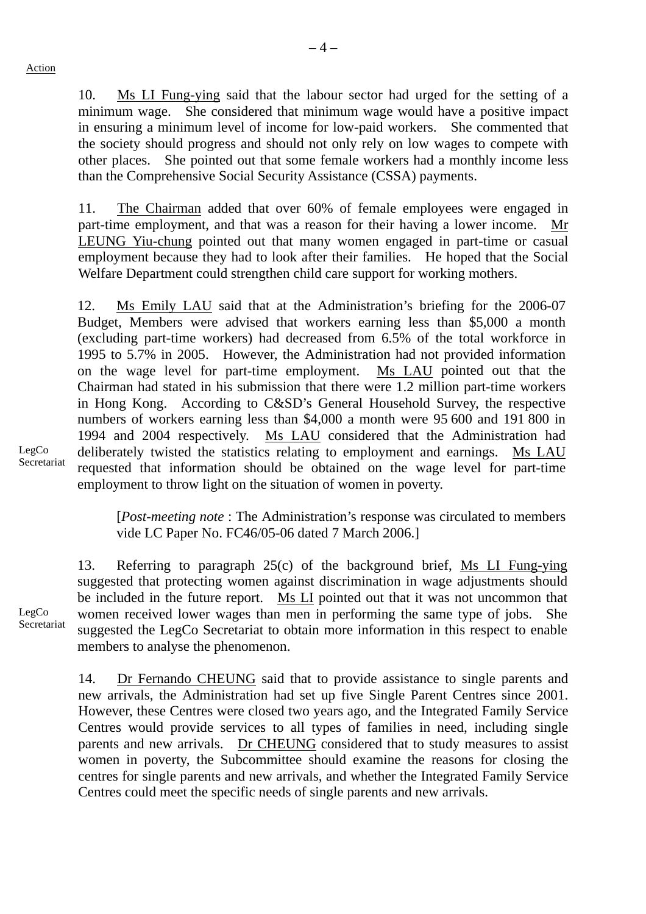Action

10. Ms LI Fung-ying said that the labour sector had urged for the setting of a minimum wage. She considered that minimum wage would have a positive impact in ensuring a minimum level of income for low-paid workers. She commented that the society should progress and should not only rely on low wages to compete with other places. She pointed out that some female workers had a monthly income less than the Comprehensive Social Security Assistance (CSSA) payments.

11. The Chairman added that over 60% of female employees were engaged in part-time employment, and that was a reason for their having a lower income. Mr LEUNG Yiu-chung pointed out that many women engaged in part-time or casual employment because they had to look after their families. He hoped that the Social Welfare Department could strengthen child care support for working mothers.

12. Ms Emily LAU said that at the Administration's briefing for the 2006-07 Budget, Members were advised that workers earning less than $5,000 a month (excluding part-time workers) had decreased from 6.5% of the total workforce in 1995 to 5.7% in 2005. However, the Administration had not provided information on the wage level for part-time employment. Ms LAU pointed out that the Chairman had stated in his submission that there were 1.2 million part-time workers in Hong Kong. According to C&SD's General Household Survey, the respective numbers of workers earning less than $4,000 a month were 95 600 and 191 800 in 1994 and 2004 respectively. Ms LAU considered that the Administration had deliberately twisted the statistics relating to employment and earnings. Ms LAU requested that information should be obtained on the wage level for part-time employment to throw light on the situation of women in poverty.

LegCo Secretariat

[*Post-meeting note* : The Administration's response was circulated to members vide LC Paper No. FC46/05-06 dated 7 March 2006.]

13. Referring to paragraph 25(c) of the background brief, Ms LI Fung-ying suggested that protecting women against discrimination in wage adjustments should be included in the future report. Ms LI pointed out that it was not uncommon that women received lower wages than men in performing the same type of jobs. She suggested the LegCo Secretariat to obtain more information in this respect to enable members to analyse the phenomenon.

LegCo Secretariat

14. Dr Fernando CHEUNG said that to provide assistance to single parents and new arrivals, the Administration had set up five Single Parent Centres since 2001. However, these Centres were closed two years ago, and the Integrated Family Service Centres would provide services to all types of families in need, including single parents and new arrivals. Dr CHEUNG considered that to study measures to assist women in poverty, the Subcommittee should examine the reasons for closing the centres for single parents and new arrivals, and whether the Integrated Family Service Centres could meet the specific needs of single parents and new arrivals.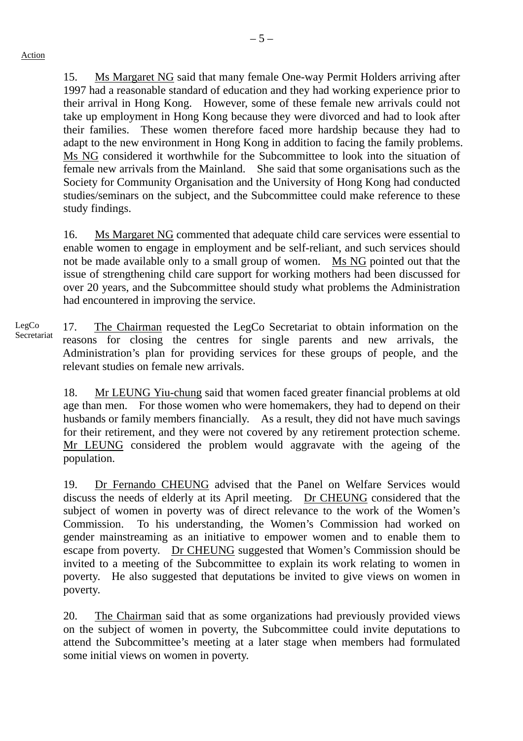Action

15. Ms Margaret NG said that many female One-way Permit Holders arriving after 1997 had a reasonable standard of education and they had working experience prior to their arrival in Hong Kong. However, some of these female new arrivals could not take up employment in Hong Kong because they were divorced and had to look after their families. These women therefore faced more hardship because they had to adapt to the new environment in Hong Kong in addition to facing the family problems. Ms NG considered it worthwhile for the Subcommittee to look into the situation of female new arrivals from the Mainland. She said that some organisations such as the Society for Community Organisation and the University of Hong Kong had conducted studies/seminars on the subject, and the Subcommittee could make reference to these study findings.

16. Ms Margaret NG commented that adequate child care services were essential to enable women to engage in employment and be self-reliant, and such services should not be made available only to a small group of women. Ms NG pointed out that the issue of strengthening child care support for working mothers had been discussed for over 20 years, and the Subcommittee should study what problems the Administration had encountered in improving the service.

LegCo Secretariat

17. The Chairman requested the LegCo Secretariat to obtain information on the reasons for closing the centres for single parents and new arrivals, the Administration's plan for providing services for these groups of people, and the relevant studies on female new arrivals.

18. Mr LEUNG Yiu-chung said that women faced greater financial problems at old age than men. For those women who were homemakers, they had to depend on their husbands or family members financially. As a result, they did not have much savings for their retirement, and they were not covered by any retirement protection scheme. Mr LEUNG considered the problem would aggravate with the ageing of the population.

19. Dr Fernando CHEUNG advised that the Panel on Welfare Services would discuss the needs of elderly at its April meeting. Dr CHEUNG considered that the subject of women in poverty was of direct relevance to the work of the Women's Commission. To his understanding, the Women's Commission had worked on gender mainstreaming as an initiative to empower women and to enable them to escape from poverty. Dr CHEUNG suggested that Women's Commission should be invited to a meeting of the Subcommittee to explain its work relating to women in poverty. He also suggested that deputations be invited to give views on women in poverty.

20. The Chairman said that as some organizations had previously provided views on the subject of women in poverty, the Subcommittee could invite deputations to attend the Subcommittee's meeting at a later stage when members had formulated some initial views on women in poverty.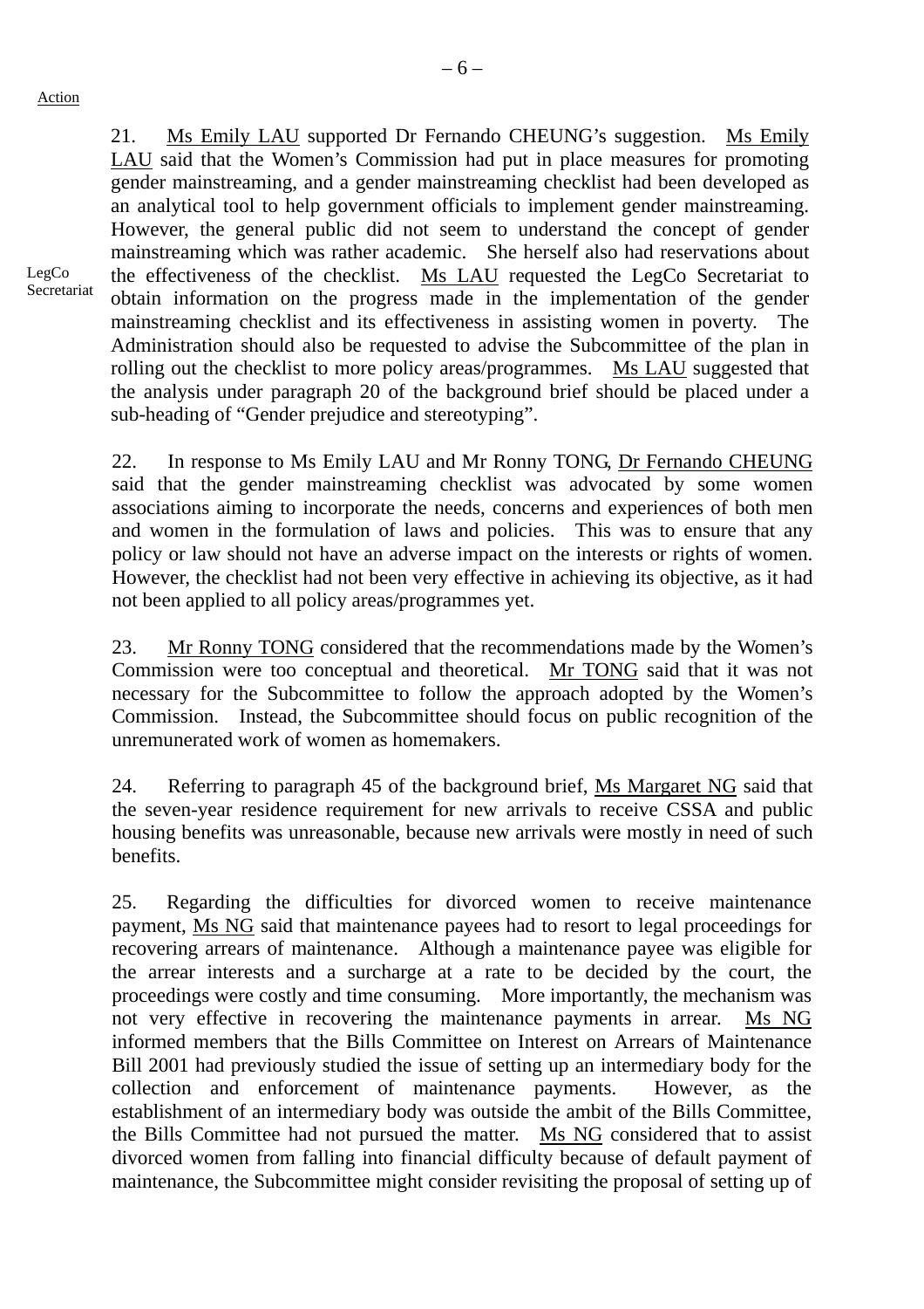Action

21. Ms Emily LAU supported Dr Fernando CHEUNG's suggestion. Ms Emily LAU said that the Women's Commission had put in place measures for promoting gender mainstreaming, and a gender mainstreaming checklist had been developed as an analytical tool to help government officials to implement gender mainstreaming. However, the general public did not seem to understand the concept of gender mainstreaming which was rather academic. She herself also had reservations about the effectiveness of the checklist. Ms LAU requested the LegCo Secretariat to obtain information on the progress made in the implementation of the gender mainstreaming checklist and its effectiveness in assisting women in poverty. The Administration should also be requested to advise the Subcommittee of the plan in rolling out the checklist to more policy areas/programmes. Ms LAU suggested that the analysis under paragraph 20 of the background brief should be placed under a sub-heading of "Gender prejudice and stereotyping".

LegCo Secretariat

22. In response to Ms Emily LAU and Mr Ronny TONG, Dr Fernando CHEUNG said that the gender mainstreaming checklist was advocated by some women associations aiming to incorporate the needs, concerns and experiences of both men and women in the formulation of laws and policies. This was to ensure that any policy or law should not have an adverse impact on the interests or rights of women. However, the checklist had not been very effective in achieving its objective, as it had not been applied to all policy areas/programmes yet.

23. Mr Ronny TONG considered that the recommendations made by the Women's Commission were too conceptual and theoretical. Mr TONG said that it was not necessary for the Subcommittee to follow the approach adopted by the Women's Commission. Instead, the Subcommittee should focus on public recognition of the unremunerated work of women as homemakers.

24. Referring to paragraph 45 of the background brief, Ms Margaret NG said that the seven-year residence requirement for new arrivals to receive CSSA and public housing benefits was unreasonable, because new arrivals were mostly in need of such benefits.

25. Regarding the difficulties for divorced women to receive maintenance payment, Ms NG said that maintenance payees had to resort to legal proceedings for recovering arrears of maintenance. Although a maintenance payee was eligible for the arrear interests and a surcharge at a rate to be decided by the court, the proceedings were costly and time consuming. More importantly, the mechanism was not very effective in recovering the maintenance payments in arrear. Ms NG informed members that the Bills Committee on Interest on Arrears of Maintenance Bill 2001 had previously studied the issue of setting up an intermediary body for the collection and enforcement of maintenance payments. However, as the establishment of an intermediary body was outside the ambit of the Bills Committee, the Bills Committee had not pursued the matter. Ms NG considered that to assist divorced women from falling into financial difficulty because of default payment of maintenance, the Subcommittee might consider revisiting the proposal of setting up of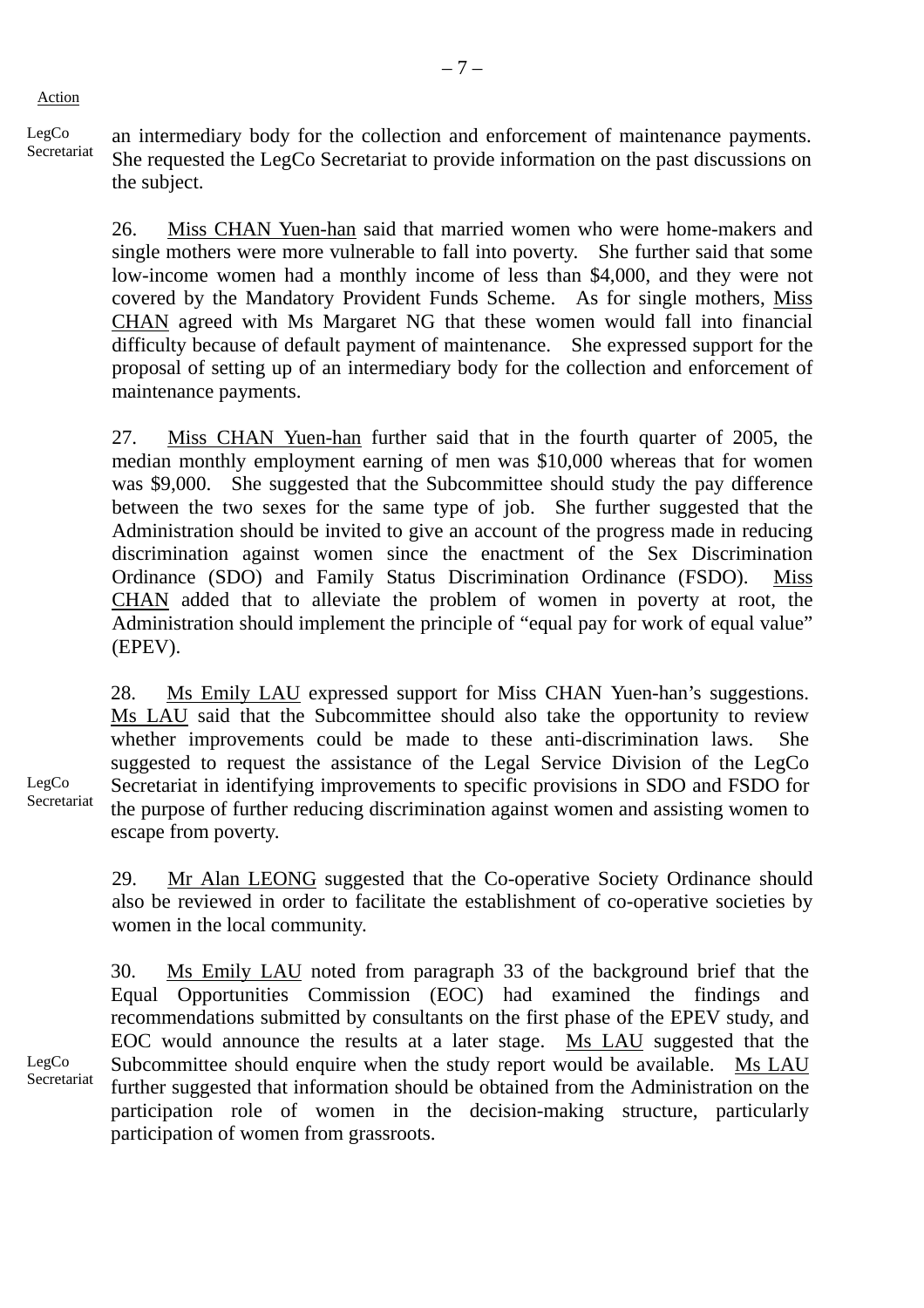Action

LegCo Secretariat

an intermediary body for the collection and enforcement of maintenance payments. She requested the LegCo Secretariat to provide information on the past discussions on the subject.

26. Miss CHAN Yuen-han said that married women who were home-makers and single mothers were more vulnerable to fall into poverty. She further said that some low-income women had a monthly income of less than $4,000, and they were not covered by the Mandatory Provident Funds Scheme. As for single mothers, Miss CHAN agreed with Ms Margaret NG that these women would fall into financial difficulty because of default payment of maintenance. She expressed support for the proposal of setting up of an intermediary body for the collection and enforcement of maintenance payments.

27. Miss CHAN Yuen-han further said that in the fourth quarter of 2005, the median monthly employment earning of men was $10,000 whereas that for women was $9,000. She suggested that the Subcommittee should study the pay difference between the two sexes for the same type of job. She further suggested that the Administration should be invited to give an account of the progress made in reducing discrimination against women since the enactment of the Sex Discrimination Ordinance (SDO) and Family Status Discrimination Ordinance (FSDO). Miss CHAN added that to alleviate the problem of women in poverty at root, the Administration should implement the principle of "equal pay for work of equal value" (EPEV).

LegCo Secretariat

28. Ms Emily LAU expressed support for Miss CHAN Yuen-han's suggestions. Ms LAU said that the Subcommittee should also take the opportunity to review whether improvements could be made to these anti-discrimination laws. She suggested to request the assistance of the Legal Service Division of the LegCo Secretariat in identifying improvements to specific provisions in SDO and FSDO for the purpose of further reducing discrimination against women and assisting women to escape from poverty.

29. Mr Alan LEONG suggested that the Co-operative Society Ordinance should also be reviewed in order to facilitate the establishment of co-operative societies by women in the local community.

LegCo Secretariat

30. Ms Emily LAU noted from paragraph 33 of the background brief that the Equal Opportunities Commission (EOC) had examined the findings and recommendations submitted by consultants on the first phase of the EPEV study, and EOC would announce the results at a later stage. Ms LAU suggested that the Subcommittee should enquire when the study report would be available. Ms LAU further suggested that information should be obtained from the Administration on the participation role of women in the decision-making structure, particularly participation of women from grassroots.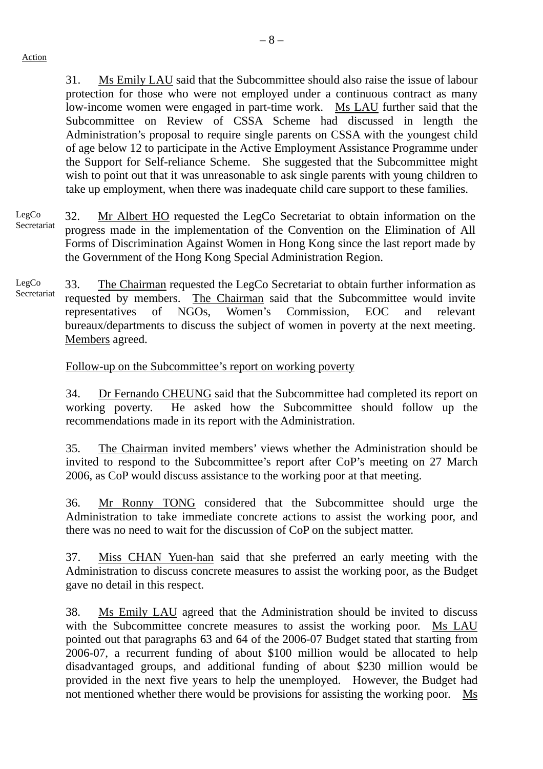Action

31. Ms Emily LAU said that the Subcommittee should also raise the issue of labour protection for those who were not employed under a continuous contract as many low-income women were engaged in part-time work. Ms LAU further said that the Subcommittee on Review of CSSA Scheme had discussed in length the Administration's proposal to require single parents on CSSA with the youngest child of age below 12 to participate in the Active Employment Assistance Programme under the Support for Self-reliance Scheme. She suggested that the Subcommittee might wish to point out that it was unreasonable to ask single parents with young children to take up employment, when there was inadequate child care support to these families.

LegCo Secretariat

32. Mr Albert HO requested the LegCo Secretariat to obtain information on the progress made in the implementation of the Convention on the Elimination of All Forms of Discrimination Against Women in Hong Kong since the last report made by the Government of the Hong Kong Special Administration Region.

LegCo Secretariat

33. The Chairman requested the LegCo Secretariat to obtain further information as requested by members. The Chairman said that the Subcommittee would invite representatives of NGOs, Women's Commission, EOC and relevant bureaux/departments to discuss the subject of women in poverty at the next meeting. Members agreed.

Follow-up on the Subcommittee's report on working poverty

34. Dr Fernando CHEUNG said that the Subcommittee had completed its report on working poverty. He asked how the Subcommittee should follow up the recommendations made in its report with the Administration.

35. The Chairman invited members' views whether the Administration should be invited to respond to the Subcommittee's report after CoP's meeting on 27 March 2006, as CoP would discuss assistance to the working poor at that meeting.

36. Mr Ronny TONG considered that the Subcommittee should urge the Administration to take immediate concrete actions to assist the working poor, and there was no need to wait for the discussion of CoP on the subject matter.

37. Miss CHAN Yuen-han said that she preferred an early meeting with the Administration to discuss concrete measures to assist the working poor, as the Budget gave no detail in this respect.

38. Ms Emily LAU agreed that the Administration should be invited to discuss with the Subcommittee concrete measures to assist the working poor. Ms LAU pointed out that paragraphs 63 and 64 of the 2006-07 Budget stated that starting from 2006-07, a recurrent funding of about $100 million would be allocated to help disadvantaged groups, and additional funding of about $230 million would be provided in the next five years to help the unemployed. However, the Budget had not mentioned whether there would be provisions for assisting the working poor. Ms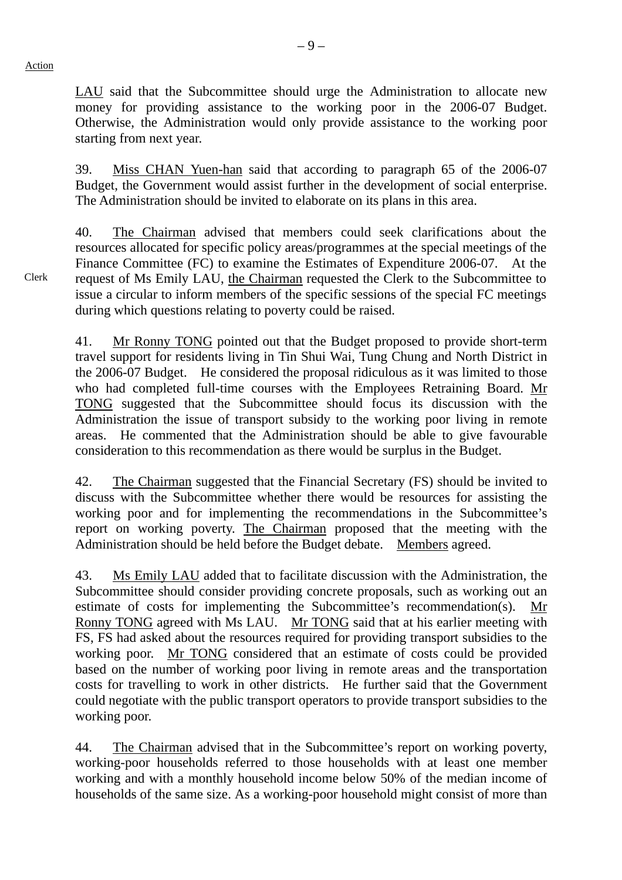Action

LAU said that the Subcommittee should urge the Administration to allocate new money for providing assistance to the working poor in the 2006-07 Budget. Otherwise, the Administration would only provide assistance to the working poor starting from next year.

39. Miss CHAN Yuen-han said that according to paragraph 65 of the 2006-07 Budget, the Government would assist further in the development of social enterprise. The Administration should be invited to elaborate on its plans in this area.

40. The Chairman advised that members could seek clarifications about the resources allocated for specific policy areas/programmes at the special meetings of the Finance Committee (FC) to examine the Estimates of Expenditure 2006-07. At the request of Ms Emily LAU, the Chairman requested the Clerk to the Subcommittee to issue a circular to inform members of the specific sessions of the special FC meetings during which questions relating to poverty could be raised.

Clerk

41. Mr Ronny TONG pointed out that the Budget proposed to provide short-term travel support for residents living in Tin Shui Wai, Tung Chung and North District in the 2006-07 Budget. He considered the proposal ridiculous as it was limited to those who had completed full-time courses with the Employees Retraining Board. Mr TONG suggested that the Subcommittee should focus its discussion with the Administration the issue of transport subsidy to the working poor living in remote areas. He commented that the Administration should be able to give favourable consideration to this recommendation as there would be surplus in the Budget.

42. The Chairman suggested that the Financial Secretary (FS) should be invited to discuss with the Subcommittee whether there would be resources for assisting the working poor and for implementing the recommendations in the Subcommittee's report on working poverty. The Chairman proposed that the meeting with the Administration should be held before the Budget debate. Members agreed.

43. Ms Emily LAU added that to facilitate discussion with the Administration, the Subcommittee should consider providing concrete proposals, such as working out an estimate of costs for implementing the Subcommittee's recommendation(s). Mr Ronny TONG agreed with Ms LAU. Mr TONG said that at his earlier meeting with FS, FS had asked about the resources required for providing transport subsidies to the working poor. Mr TONG considered that an estimate of costs could be provided based on the number of working poor living in remote areas and the transportation costs for travelling to work in other districts. He further said that the Government could negotiate with the public transport operators to provide transport subsidies to the working poor.

44. The Chairman advised that in the Subcommittee's report on working poverty, working-poor households referred to those households with at least one member working and with a monthly household income below 50% of the median income of households of the same size. As a working-poor household might consist of more than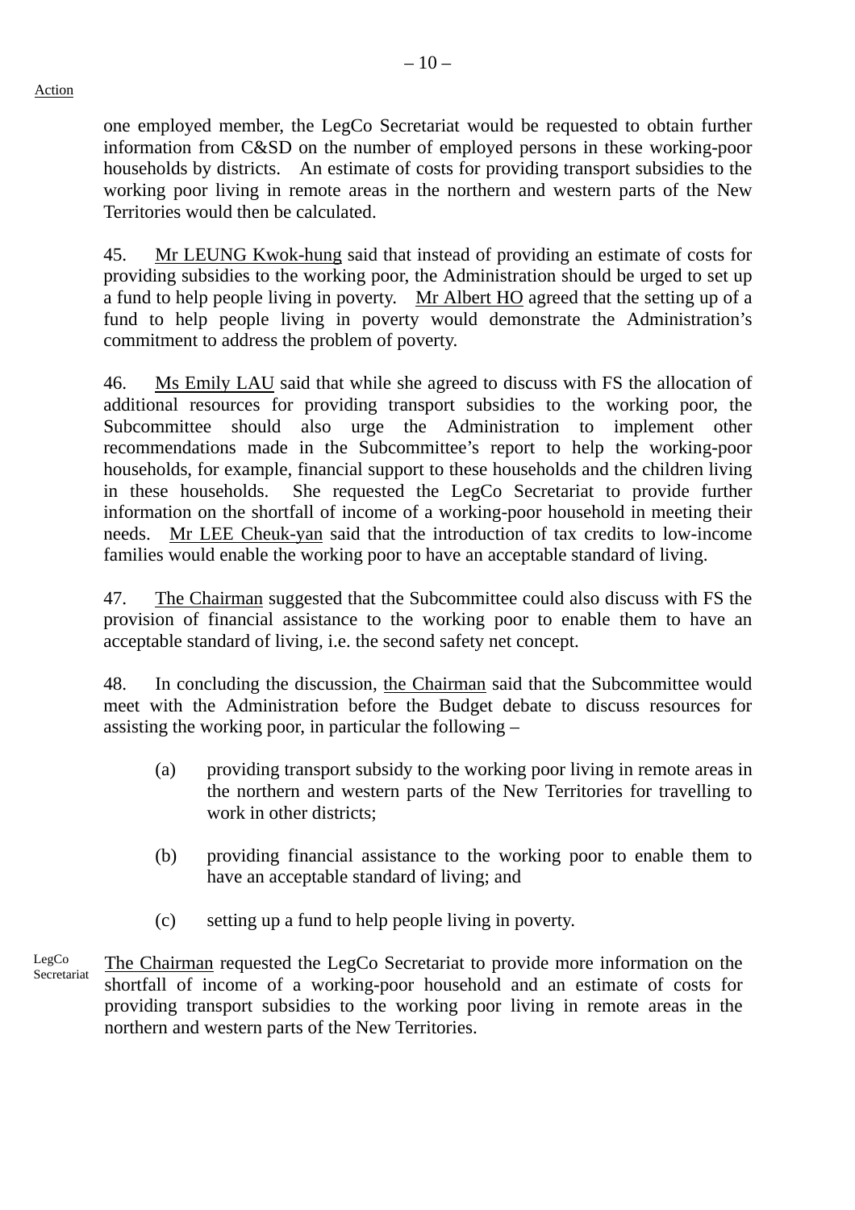Action

one employed member, the LegCo Secretariat would be requested to obtain further information from C&SD on the number of employed persons in these working-poor households by districts. An estimate of costs for providing transport subsidies to the working poor living in remote areas in the northern and western parts of the New Territories would then be calculated.

45. Mr LEUNG Kwok-hung said that instead of providing an estimate of costs for providing subsidies to the working poor, the Administration should be urged to set up a fund to help people living in poverty. Mr Albert HO agreed that the setting up of a fund to help people living in poverty would demonstrate the Administration's commitment to address the problem of poverty.

46. Ms Emily LAU said that while she agreed to discuss with FS the allocation of additional resources for providing transport subsidies to the working poor, the Subcommittee should also urge the Administration to implement other recommendations made in the Subcommittee's report to help the working-poor households, for example, financial support to these households and the children living in these households. She requested the LegCo Secretariat to provide further information on the shortfall of income of a working-poor household in meeting their needs. Mr LEE Cheuk-yan said that the introduction of tax credits to low-income families would enable the working poor to have an acceptable standard of living.

47. The Chairman suggested that the Subcommittee could also discuss with FS the provision of financial assistance to the working poor to enable them to have an acceptable standard of living, i.e. the second safety net concept.

48. In concluding the discussion, the Chairman said that the Subcommittee would meet with the Administration before the Budget debate to discuss resources for assisting the working poor, in particular the following –

(a) providing transport subsidy to the working poor living in remote areas in the northern and western parts of the New Territories for travelling to work in other districts;

(b) providing financial assistance to the working poor to enable them to have an acceptable standard of living; and

(c) setting up a fund to help people living in poverty.

LegCo Secretariat

The Chairman requested the LegCo Secretariat to provide more information on the shortfall of income of a working-poor household and an estimate of costs for providing transport subsidies to the working poor living in remote areas in the northern and western parts of the New Territories.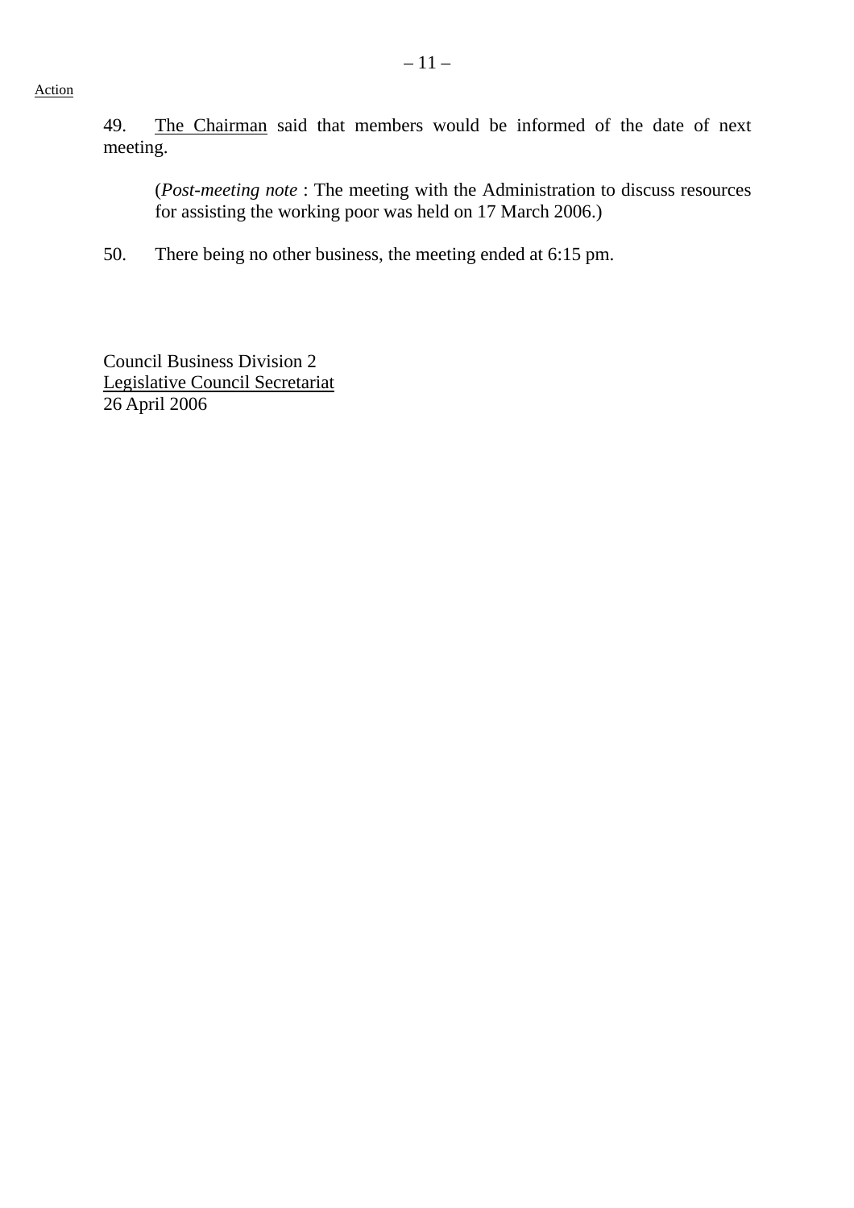Action

49. The Chairman said that members would be informed of the date of next meeting.

(*Post-meeting note* : The meeting with the Administration to discuss resources for assisting the working poor was held on 17 March 2006.)

50. There being no other business, the meeting ended at 6:15 pm.

Council Business Division 2
Legislative Council Secretariat
26 April 2006